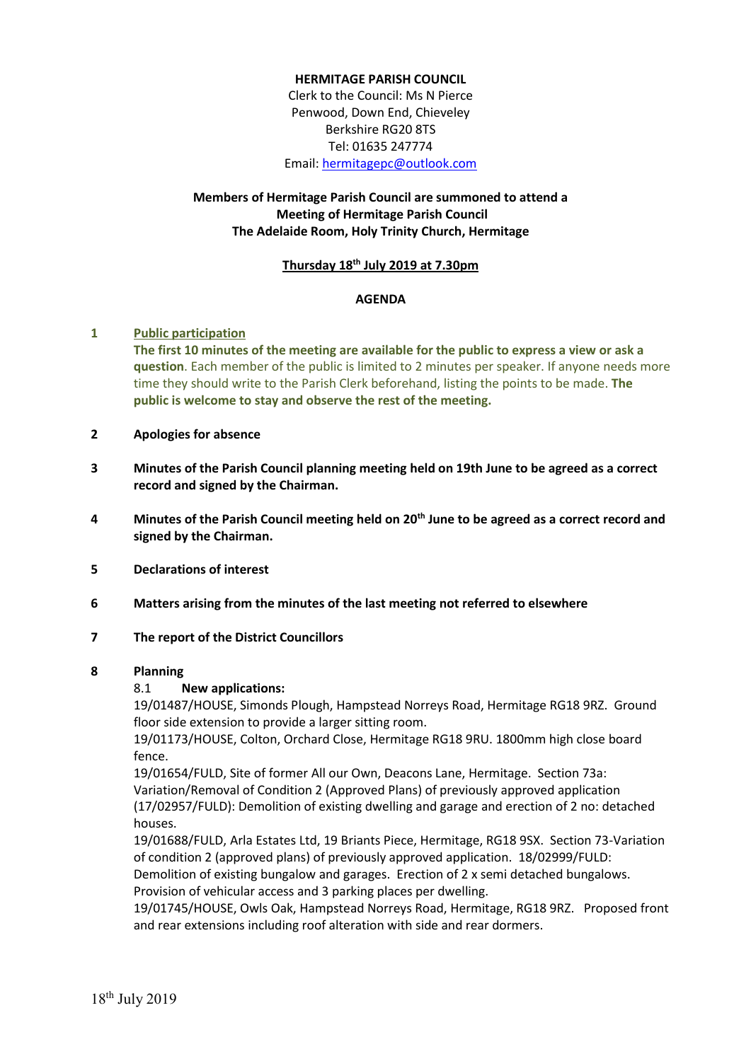**HERMITAGE PARISH COUNCIL**

Clerk to the Council: Ms N Pierce
Penwood, Down End, Chieveley
Berkshire RG20 8TS
Tel: 01635 247774
Email: hermitagepc@outlook.com

**Members of Hermitage Parish Council are summoned to attend a Meeting of Hermitage Parish Council**
**The Adelaide Room, Holy Trinity Church, Hermitage**

**Thursday 18th July 2019 at 7.30pm**

**AGENDA**

**1 Public participation**

**The first 10 minutes of the meeting are available for the public to express a view or ask a question**. Each member of the public is limited to 2 minutes per speaker. If anyone needs more time they should write to the Parish Clerk beforehand, listing the points to be made. **The public is welcome to stay and observe the rest of the meeting.**

**2 Apologies for absence**

**3 Minutes of the Parish Council planning meeting held on 19th June to be agreed as a correct record and signed by the Chairman.**

**4 Minutes of the Parish Council meeting held on 20th June to be agreed as a correct record and signed by the Chairman.**

**5 Declarations of interest**

**6 Matters arising from the minutes of the last meeting not referred to elsewhere**

**7 The report of the District Councillors**

**8 Planning**

8.1 **New applications:**

19/01487/HOUSE, Simonds Plough, Hampstead Norreys Road, Hermitage RG18 9RZ. Ground floor side extension to provide a larger sitting room.

19/01173/HOUSE, Colton, Orchard Close, Hermitage RG18 9RU. 1800mm high close board fence.

19/01654/FULD, Site of former All our Own, Deacons Lane, Hermitage. Section 73a: Variation/Removal of Condition 2 (Approved Plans) of previously approved application (17/02957/FULD): Demolition of existing dwelling and garage and erection of 2 no: detached houses.

19/01688/FULD, Arla Estates Ltd, 19 Briants Piece, Hermitage, RG18 9SX. Section 73-Variation of condition 2 (approved plans) of previously approved application. 18/02999/FULD: Demolition of existing bungalow and garages. Erection of 2 x semi detached bungalows. Provision of vehicular access and 3 parking places per dwelling.

19/01745/HOUSE, Owls Oak, Hampstead Norreys Road, Hermitage, RG18 9RZ. Proposed front and rear extensions including roof alteration with side and rear dormers.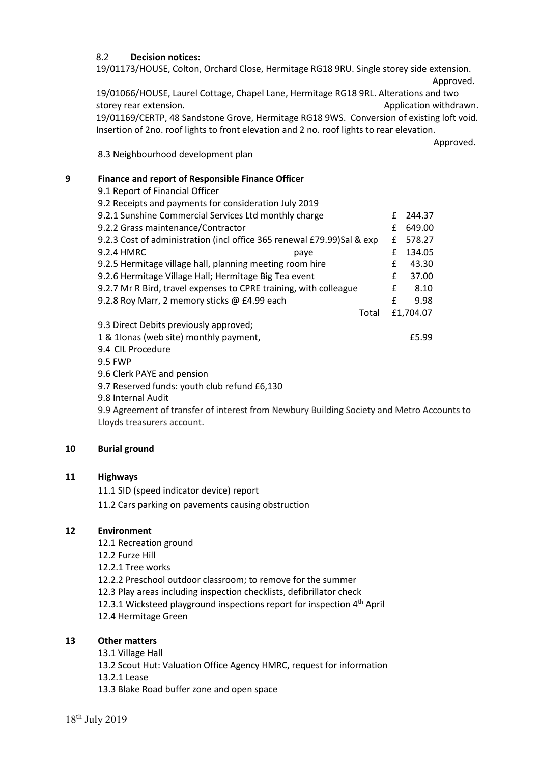8.2 **Decision notices:**

19/01173/HOUSE, Colton, Orchard Close, Hermitage RG18 9RU. Single storey side extension. Approved.

19/01066/HOUSE, Laurel Cottage, Chapel Lane, Hermitage RG18 9RL. Alterations and two storey rear extension. Application withdrawn.

19/01169/CERTP, 48 Sandstone Grove, Hermitage RG18 9WS. Conversion of existing loft void. Insertion of 2no. roof lights to front elevation and 2 no. roof lights to rear elevation. Approved.

8.3 Neighbourhood development plan

## 9 Finance and report of Responsible Finance Officer

9.1 Report of Financial Officer

9.2 Receipts and payments for consideration July 2019

| Item | | Amount |
|---|---|---|
| 9.2.1 Sunshine Commercial Services Ltd monthly charge | | £ 244.37 |
| 9.2.2 Grass maintenance/Contractor | | £ 649.00 |
| 9.2.3 Cost of administration (incl office 365 renewal £79.99)Sal & exp | | £ 578.27 |
| 9.2.4 HMRC | paye | £ 134.05 |
| 9.2.5 Hermitage village hall, planning meeting room hire | | £ 43.30 |
| 9.2.6 Hermitage Village Hall; Hermitage Big Tea event | | £ 37.00 |
| 9.2.7 Mr R Bird, travel expenses to CPRE training, with colleague | | £ 8.10 |
| 9.2.8 Roy Marr, 2 memory sticks @ £4.99 each | | £ 9.98 |
| | Total | £1,704.07 |

9.3 Direct Debits previously approved;

1 & 1Ionas (web site) monthly payment, £5.99

9.4 CIL Procedure

9.5 FWP

9.6 Clerk PAYE and pension

9.7 Reserved funds: youth club refund £6,130

9.8 Internal Audit

9.9 Agreement of transfer of interest from Newbury Building Society and Metro Accounts to Lloyds treasurers account.

## 10 Burial ground

## 11 Highways

11.1 SID (speed indicator device) report

11.2 Cars parking on pavements causing obstruction

## 12 Environment

12.1 Recreation ground

12.2 Furze Hill

12.2.1 Tree works

12.2.2 Preschool outdoor classroom; to remove for the summer

12.3 Play areas including inspection checklists, defibrillator check

12.3.1 Wicksteed playground inspections report for inspection 4th April

12.4 Hermitage Green

## 13 Other matters

13.1 Village Hall

13.2 Scout Hut: Valuation Office Agency HMRC, request for information

13.2.1 Lease

13.3 Blake Road buffer zone and open space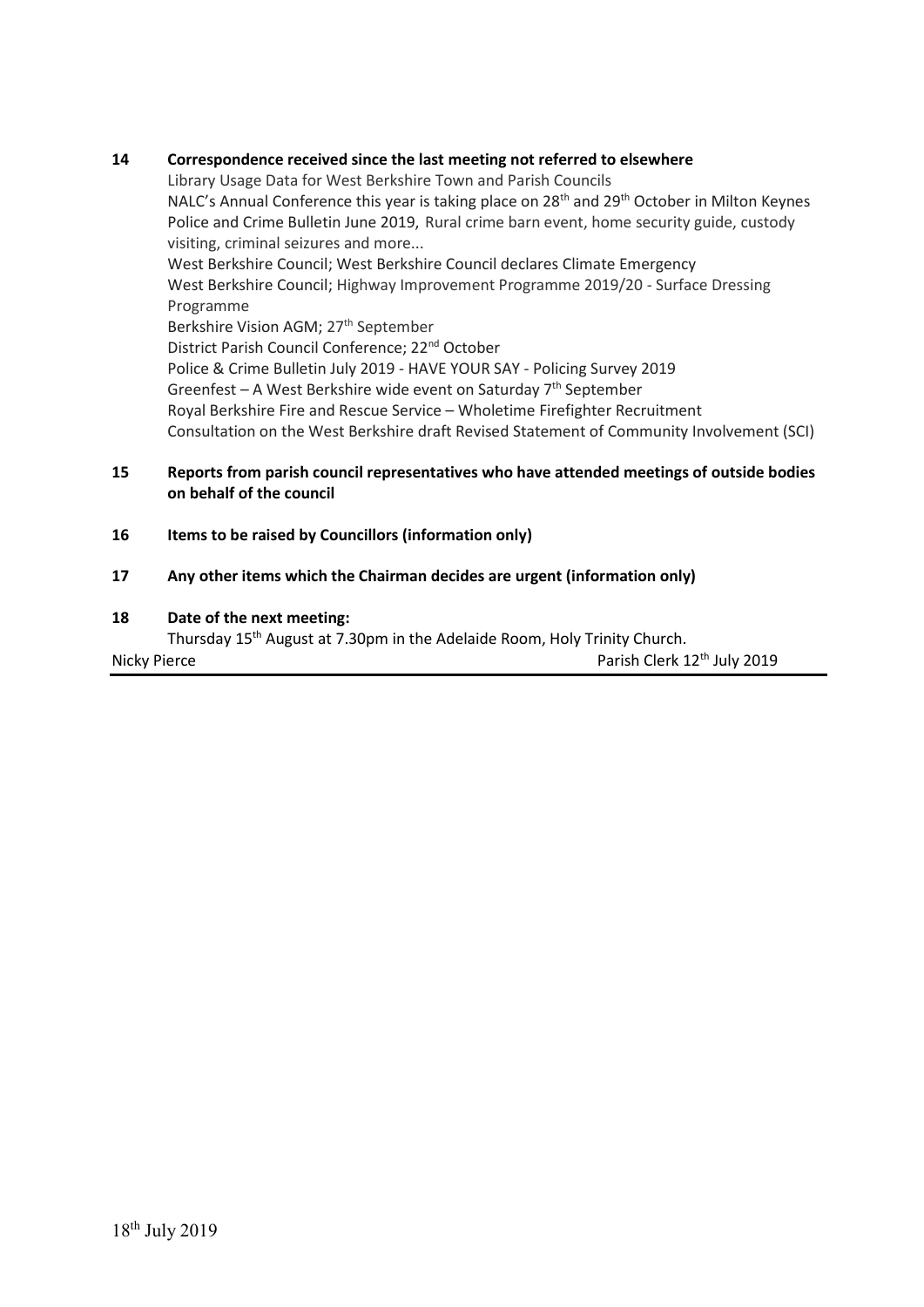**14 Correspondence received since the last meeting not referred to elsewhere**

Library Usage Data for West Berkshire Town and Parish Councils
NALC's Annual Conference this year is taking place on 28th and 29th October in Milton Keynes
Police and Crime Bulletin June 2019, Rural crime barn event, home security guide, custody visiting, criminal seizures and more...
West Berkshire Council; West Berkshire Council declares Climate Emergency
West Berkshire Council; Highway Improvement Programme 2019/20 - Surface Dressing Programme
Berkshire Vision AGM; 27th September
District Parish Council Conference; 22nd October
Police & Crime Bulletin July 2019 - HAVE YOUR SAY - Policing Survey 2019
Greenfest – A West Berkshire wide event on Saturday 7th September
Royal Berkshire Fire and Rescue Service – Wholetime Firefighter Recruitment
Consultation on the West Berkshire draft Revised Statement of Community Involvement (SCI)

**15 Reports from parish council representatives who have attended meetings of outside bodies on behalf of the council**

**16 Items to be raised by Councillors (information only)**

**17 Any other items which the Chairman decides are urgent (information only)**

**18 Date of the next meeting:**

Thursday 15th August at 7.30pm in the Adelaide Room, Holy Trinity Church.

Nicky Pierce — Parish Clerk 12th July 2019